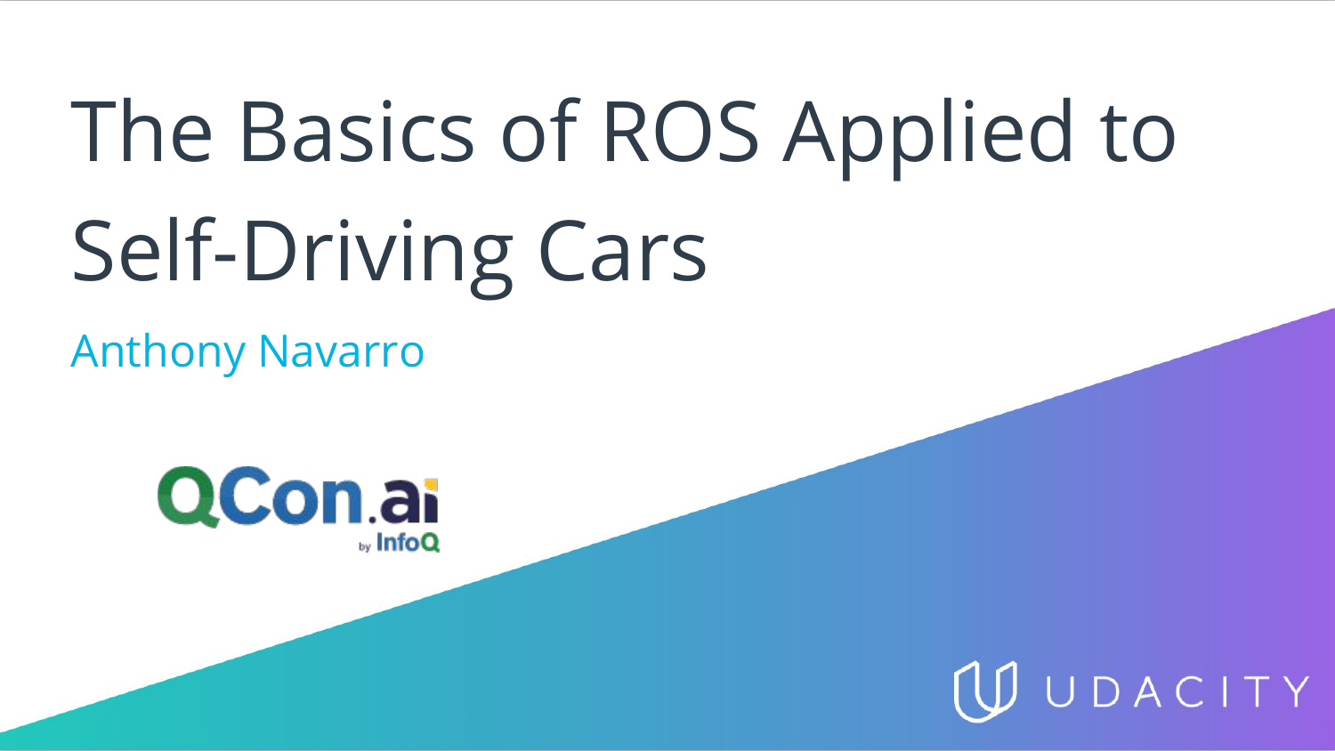# The Basics of ROS Applied to Self-Driving Cars

Anthony Navarro

QCon.ai by InfoQ

UDACITY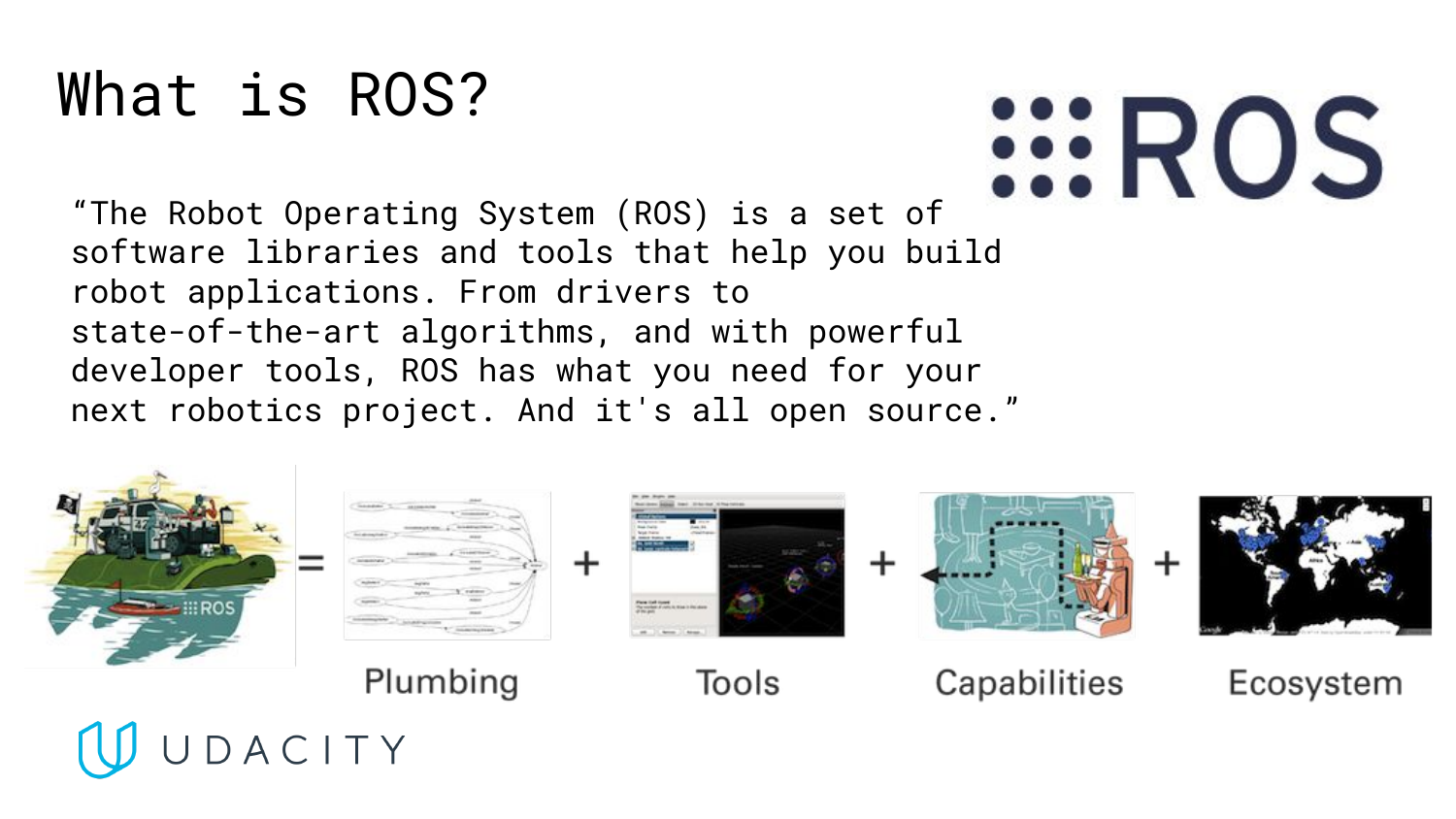# What is ROS?

"The Robot Operating System (ROS) is a set of software libraries and tools that help you build robot applications. From drivers to state-of-the-art algorithms, and with powerful developer tools, ROS has what you need for your next robotics project. And it's all open source."

= Plumbing + Tools + Capabilities + Ecosystem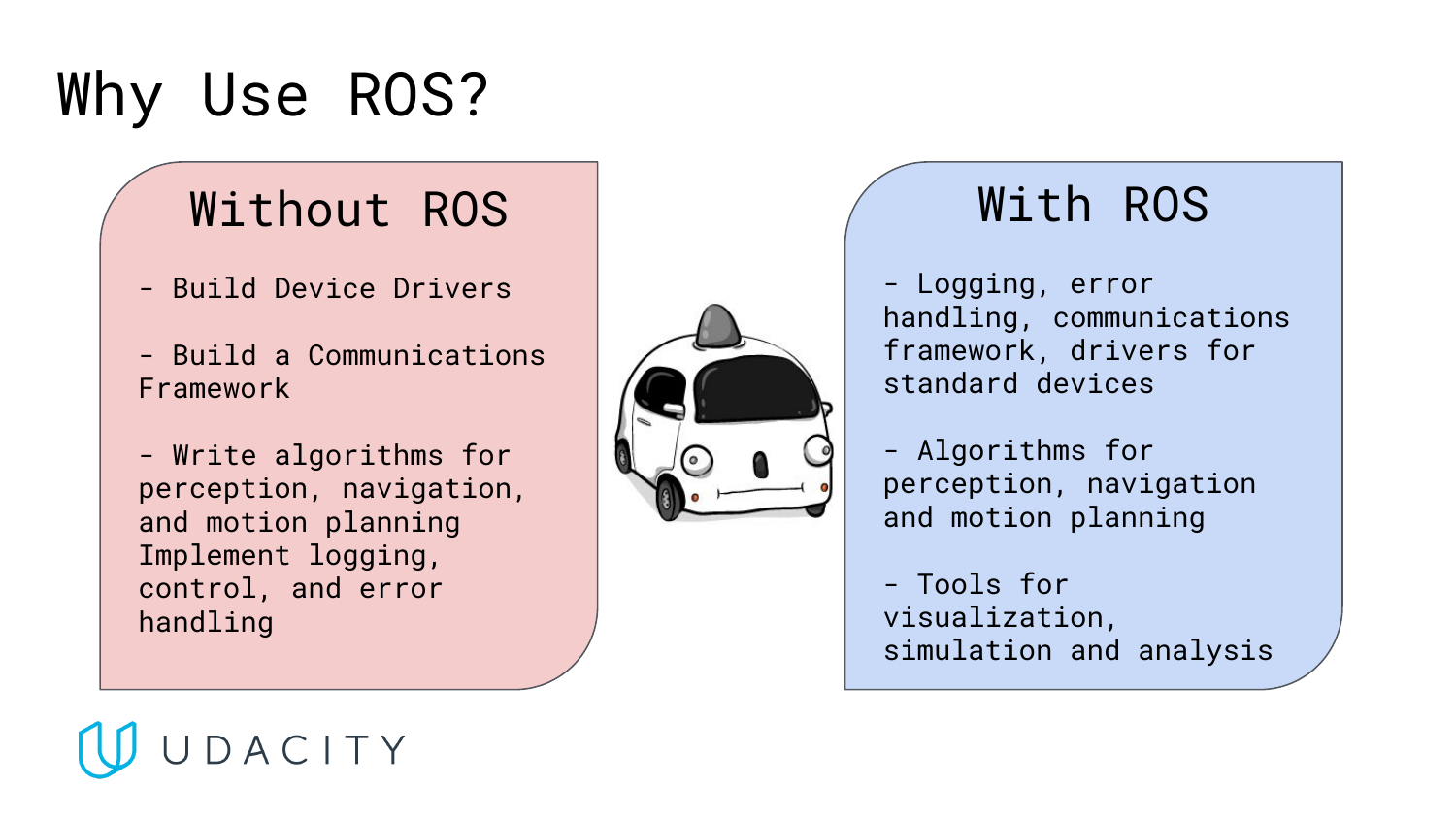# Why Use ROS?

## Without ROS

- Build Device Drivers

- Build a Communications Framework

- Write algorithms for perception, navigation, and motion planning Implement logging, control, and error handling

## With ROS

- Logging, error handling, communications framework, drivers for standard devices

- Algorithms for perception, navigation and motion planning

- Tools for visualization, simulation and analysis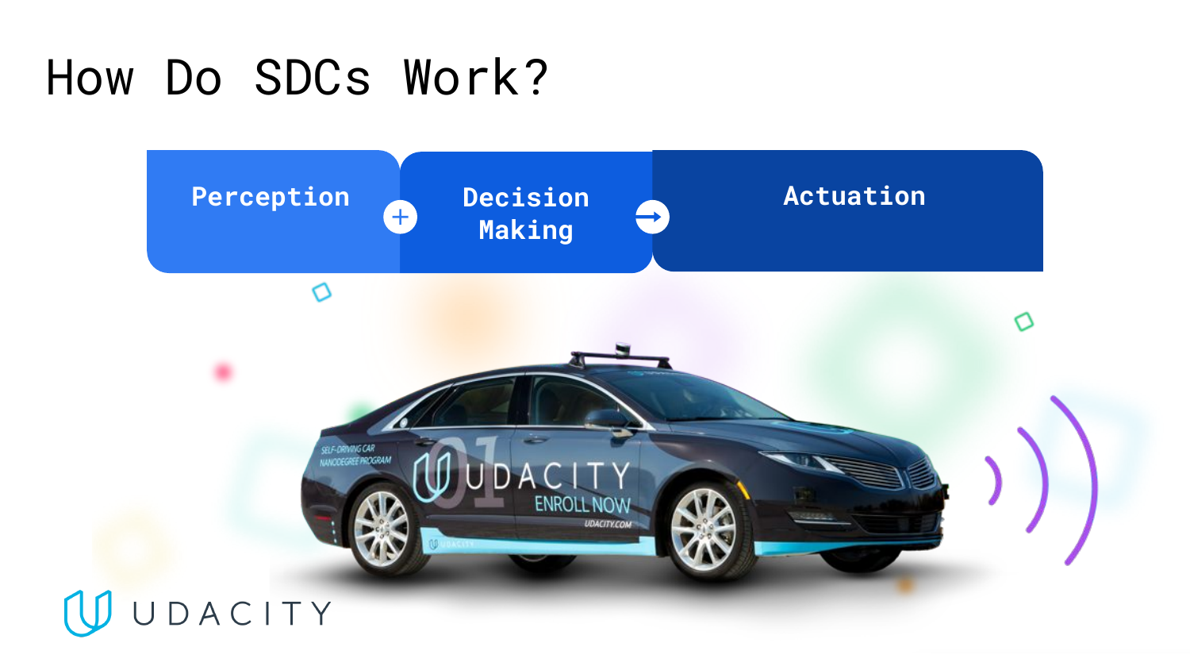# How Do SDCs Work?

Perception + Decision Making → Actuation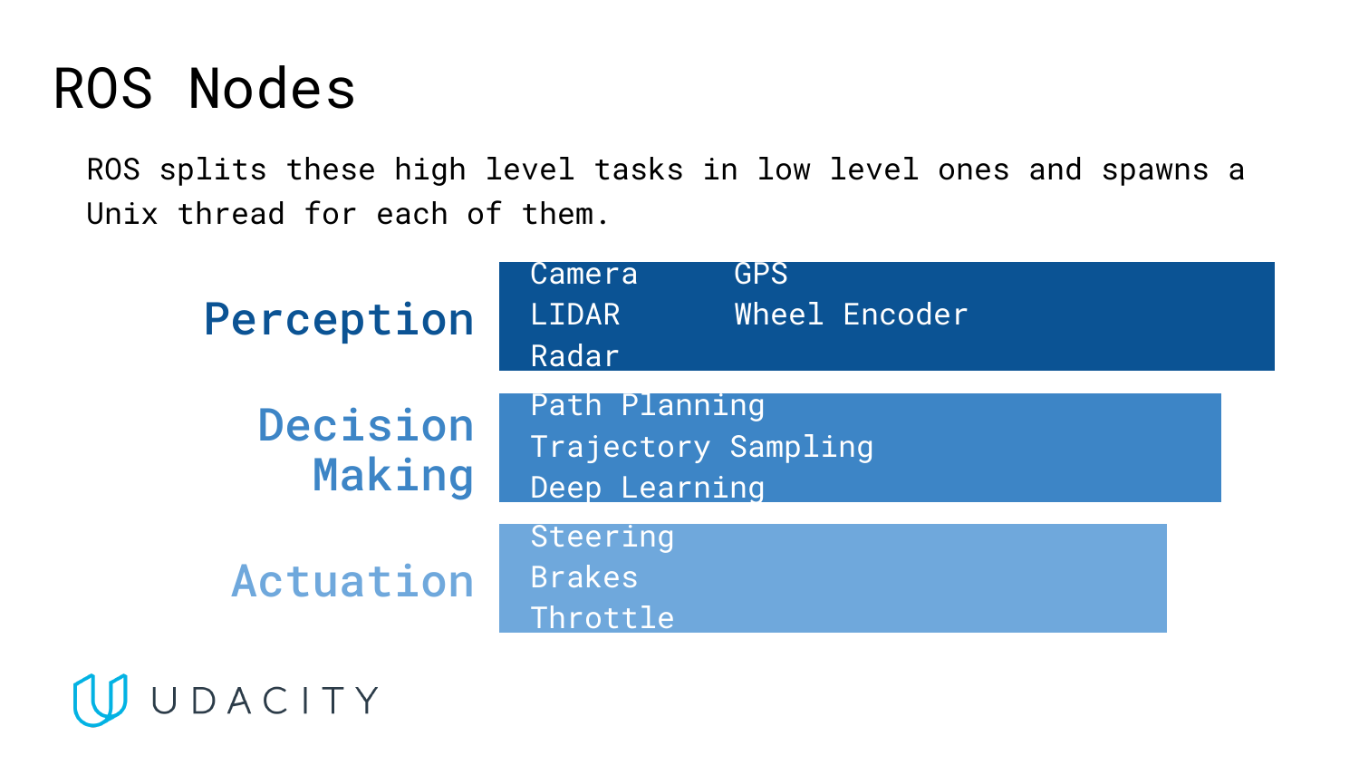# ROS Nodes

ROS splits these high level tasks in low level ones and spawns a Unix thread for each of them.

| | |
|---|---|
| **Perception** | Camera, GPS, LIDAR, Wheel Encoder, Radar |
| **Decision Making** | Path Planning, Trajectory Sampling, Deep Learning |
| **Actuation** | Steering, Brakes, Throttle |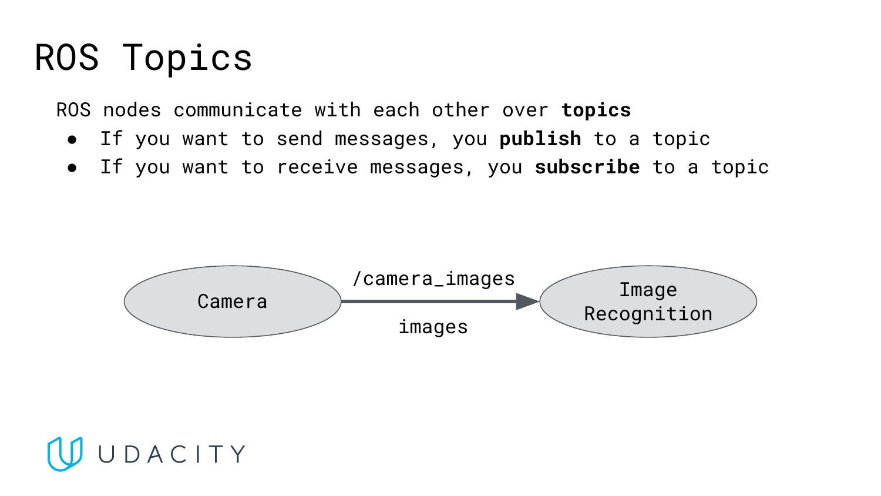# ROS Topics

ROS nodes communicate with each other over **topics**

- If you want to send messages, you **publish** to a topic
- If you want to receive messages, you **subscribe** to a topic

Camera → /camera_images (images) → Image Recognition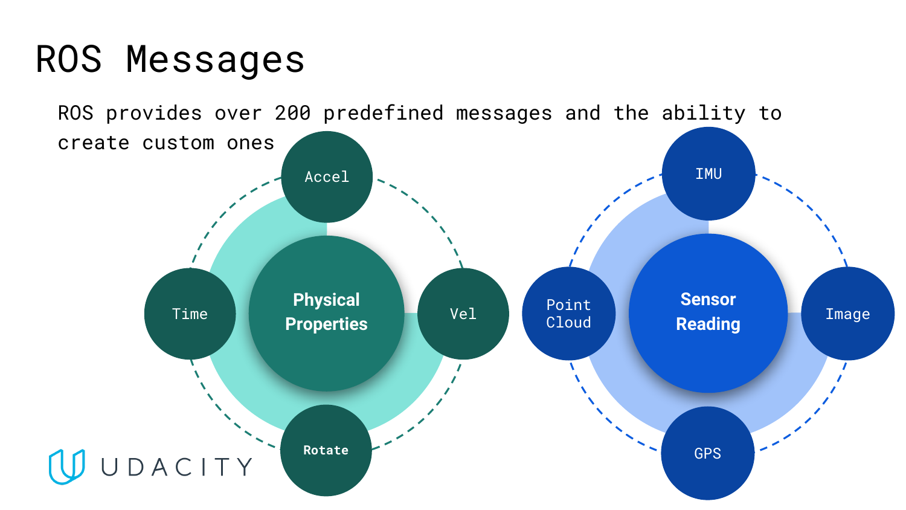# ROS Messages

ROS provides over 200 predefined messages and the ability to create custom ones

**Physical Properties**

- Accel
- Vel
- Rotate
- Time

**Sensor Reading**

- IMU
- Image
- GPS
- Point Cloud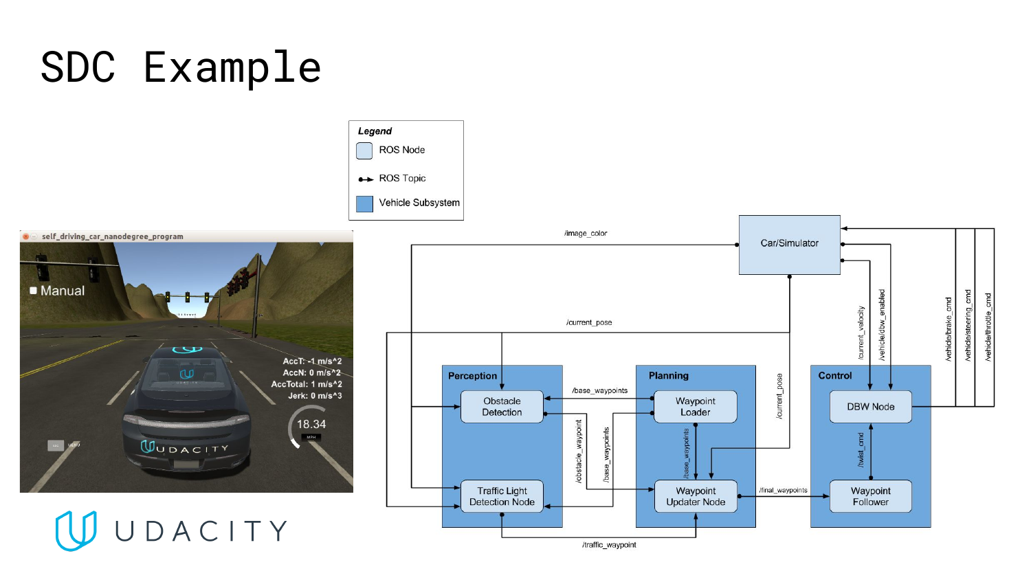# SDC Example

**Legend**

- ROS Node
- ROS Topic
- Vehicle Subsystem

Car/Simulator

/image_color

/current_pose

/current_velocity

/vehicle/dbw_enabled

/vehicle/brake_cmd

/vehicle/steering_cmd

/vehicle/throttle_cmd

**Perception**

Obstacle Detection

Traffic Light Detection Node

**Planning**

Waypoint Loader

Waypoint Updater Node

**Control**

DBW Node

Waypoint Follower

/base_waypoints

/obstacle_waypoint

/base_waypoints

/base_waypoints

/current_pose

/final_waypoints

/twist_cmd

/traffic_waypoint

Manual

AccT: -1 m/s^2

AccN: 0 m/s^2

AccTotal: 1 m/s^2

Jerk: 0 m/s^3

18.34

UDACITY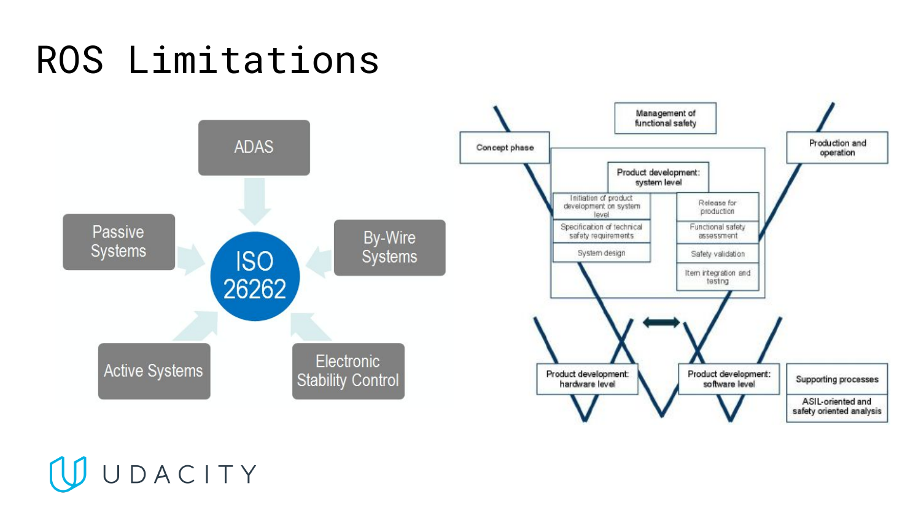# ROS Limitations

- ADAS
- Passive Systems
- By-Wire Systems
- Active Systems
- Electronic Stability Control

ISO 26262

- Management of functional safety
- Concept phase
- Production and operation
- Product development: system level
  - Initiation of product development on system level
  - Specification of technical safety requirements
  - System design
  - Release for production
  - Functional safety assessment
  - Safety validation
  - Item integration and testing
- Product development: hardware level
- Product development: software level
- Supporting processes
- ASIL-oriented and safety oriented analysis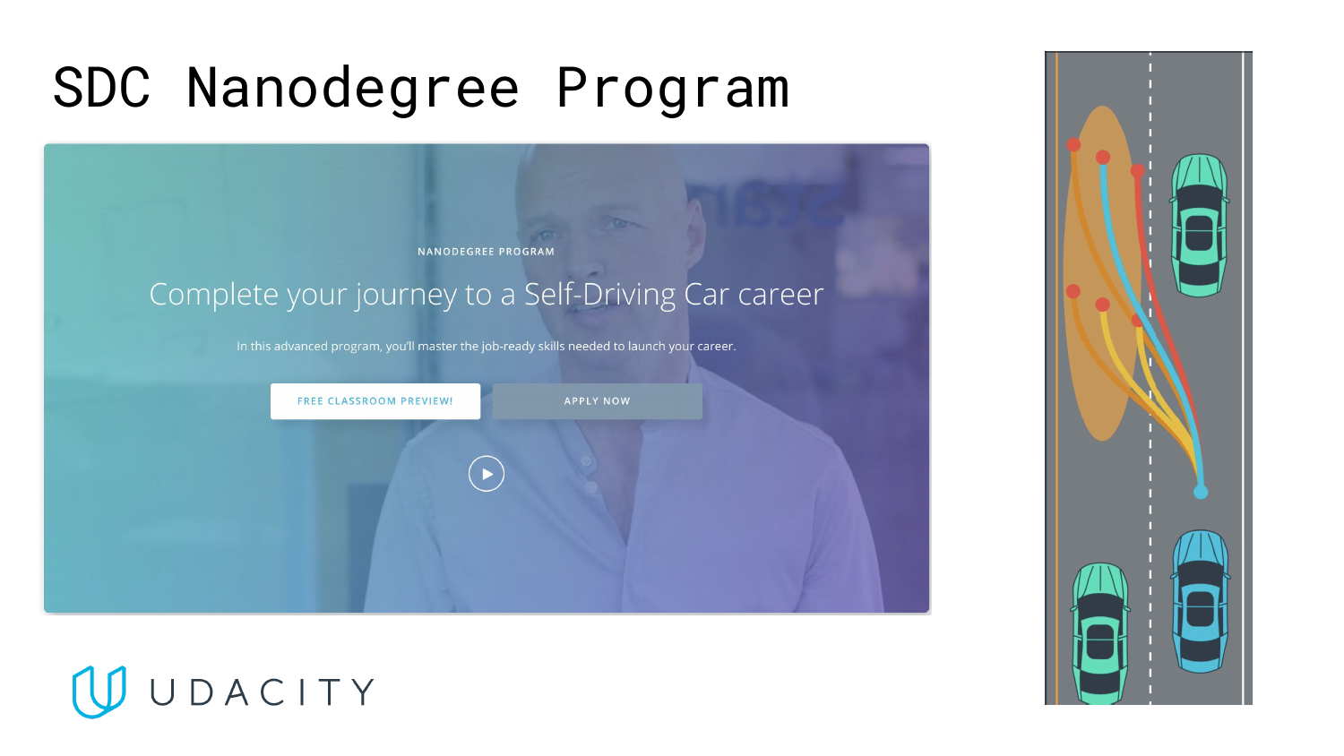# SDC Nanodegree Program

NANODEGREE PROGRAM

Complete your journey to a Self-Driving Car career

In this advanced program, you'll master the job-ready skills needed to launch your career.

FREE CLASSROOM PREVIEW!

APPLY NOW

UDACITY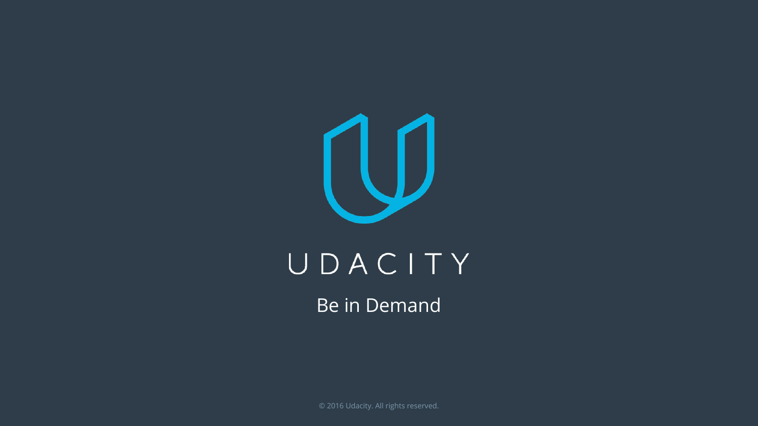UDACITY

Be in Demand

© 2016 Udacity. All rights reserved.